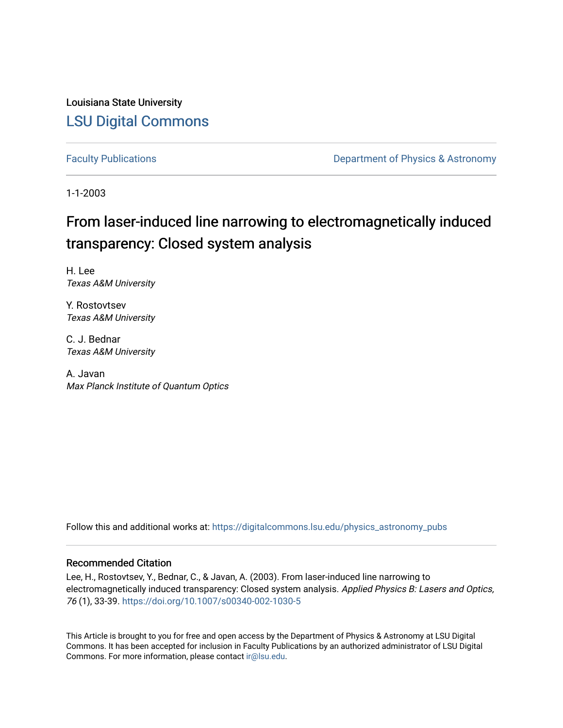Louisiana State University

# LSU Digital Commons

Faculty Publications | Department of Physics & Astronomy

1-1-2003

# From laser-induced line narrowing to electromagnetically induced transparency: Closed system analysis

H. Lee
*Texas A&M University*

Y. Rostovtsev
*Texas A&M University*

C. J. Bednar
*Texas A&M University*

A. Javan
*Max Planck Institute of Quantum Optics*

Follow this and additional works at: https://digitalcommons.lsu.edu/physics_astronomy_pubs

## Recommended Citation

Lee, H., Rostovtsev, Y., Bednar, C., & Javan, A. (2003). From laser-induced line narrowing to electromagnetically induced transparency: Closed system analysis. *Applied Physics B: Lasers and Optics, 76* (1), 33-39. https://doi.org/10.1007/s00340-002-1030-5

This Article is brought to you for free and open access by the Department of Physics & Astronomy at LSU Digital Commons. It has been accepted for inclusion in Faculty Publications by an authorized administrator of LSU Digital Commons. For more information, please contact ir@lsu.edu.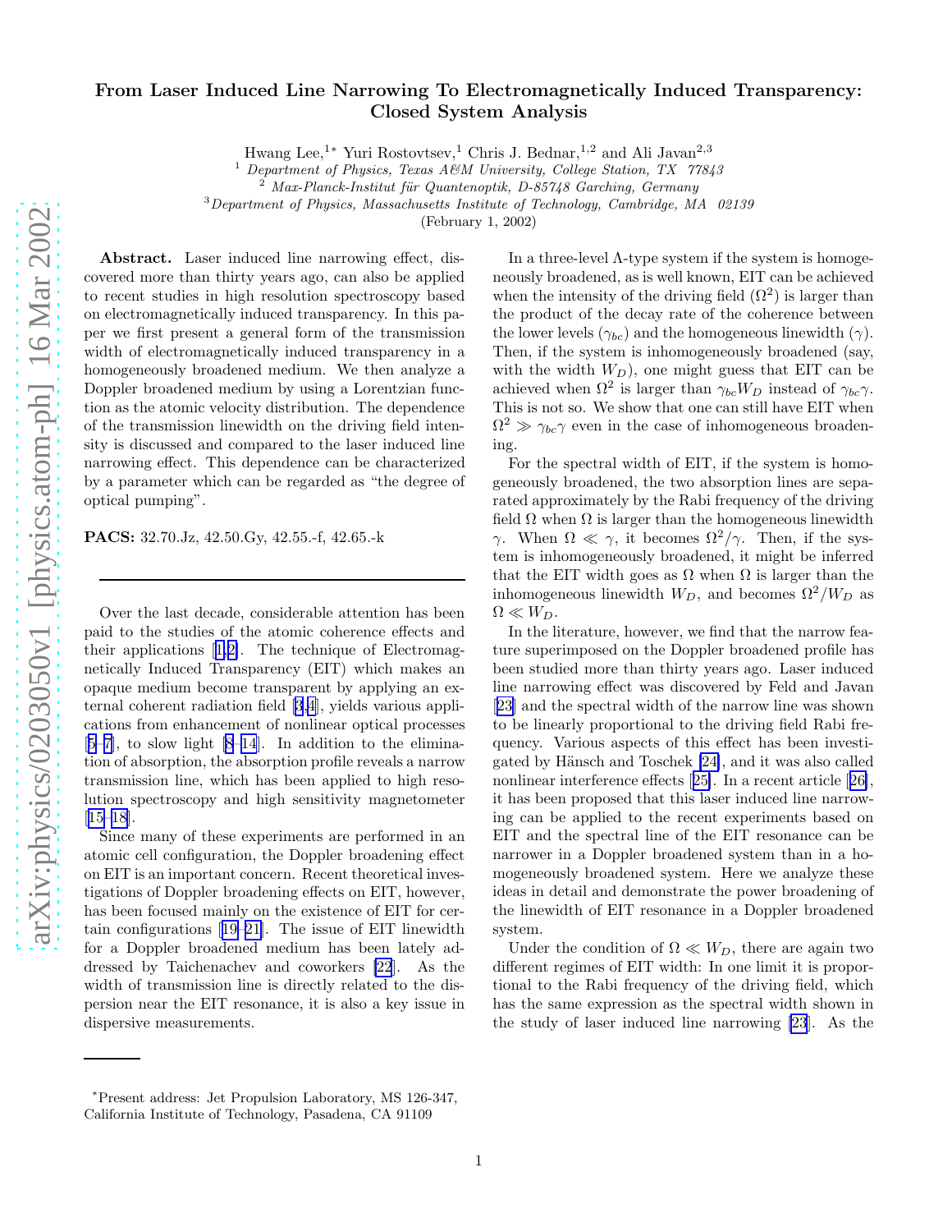# From Laser Induced Line Narrowing To Electromagnetically Induced Transparency: Closed System Analysis

Hwang Lee,[1*] Yuri Rostovtsev,[1] Chris J. Bednar,[1,2] and Ali Javan[2,3]

[1] *Department of Physics, Texas A&M University, College Station, TX 77843*
[2] *Max-Planck-Institut für Quantenoptik, D-85748 Garching, Germany*
[3] *Department of Physics, Massachusetts Institute of Technology, Cambridge, MA 02139*

(February 1, 2002)

**Abstract.** Laser induced line narrowing effect, discovered more than thirty years ago, can also be applied to recent studies in high resolution spectroscopy based on electromagnetically induced transparency. In this paper we first present a general form of the transmission width of electromagnetically induced transparency in a homogeneously broadened medium. We then analyze a Doppler broadened medium by using a Lorentzian function as the atomic velocity distribution. The dependence of the transmission linewidth on the driving field intensity is discussed and compared to the laser induced line narrowing effect. This dependence can be characterized by a parameter which can be regarded as "the degree of optical pumping".

**PACS:** 32.70.Jz, 42.50.Gy, 42.55.-f, 42.65.-k

---

Over the last decade, considerable attention has been paid to the studies of the atomic coherence effects and their applications [1,2]. The technique of Electromagnetically Induced Transparency (EIT) which makes an opaque medium become transparent by applying an external coherent radiation field [3,4], yields various applications from enhancement of nonlinear optical processes [5–7], to slow light [8–14]. In addition to the elimination of absorption, the absorption profile reveals a narrow transmission line, which has been applied to high resolution spectroscopy and high sensitivity magnetometer [15–18].

Since many of these experiments are performed in an atomic cell configuration, the Doppler broadening effect on EIT is an important concern. Recent theoretical investigations of Doppler broadening effects on EIT, however, has been focused mainly on the existence of EIT for certain configurations [19–21]. The issue of EIT linewidth for a Doppler broadened medium has been lately addressed by Taichenachev and coworkers [22]. As the width of transmission line is directly related to the dispersion near the EIT resonance, it is also a key issue in dispersive measurements.

In a three-level Λ-type system if the system is homogeneously broadened, as is well known, EIT can be achieved when the intensity of the driving field ($\Omega^2$) is larger than the product of the decay rate of the coherence between the lower levels ($\gamma_{bc}$) and the homogeneous linewidth ($\gamma$). Then, if the system is inhomogeneously broadened (say, with the width $W_D$), one might guess that EIT can be achieved when $\Omega^2$ is larger than $\gamma_{bc}W_D$ instead of $\gamma_{bc}\gamma$. This is not so. We show that one can still have EIT when $\Omega^2 \gg \gamma_{bc}\gamma$ even in the case of inhomogeneous broadening.

For the spectral width of EIT, if the system is homogeneously broadened, the two absorption lines are separated approximately by the Rabi frequency of the driving field $\Omega$ when $\Omega$ is larger than the homogeneous linewidth $\gamma$. When $\Omega \ll \gamma$, it becomes $\Omega^2/\gamma$. Then, if the system is inhomogeneously broadened, it might be inferred that the EIT width goes as $\Omega$ when $\Omega$ is larger than the inhomogeneous linewidth $W_D$, and becomes $\Omega^2/W_D$ as $\Omega \ll W_D$.

In the literature, however, we find that the narrow feature superimposed on the Doppler broadened profile has been studied more than thirty years ago. Laser induced line narrowing effect was discovered by Feld and Javan [23] and the spectral width of the narrow line was shown to be linearly proportional to the driving field Rabi frequency. Various aspects of this effect has been investigated by Hänsch and Toschek [24], and it was also called nonlinear interference effects [25]. In a recent article [26], it has been proposed that this laser induced line narrowing can be applied to the recent experiments based on EIT and the spectral line of the EIT resonance can be narrower in a Doppler broadened system than in a homogeneously broadened system. Here we analyze these ideas in detail and demonstrate the power broadening of the linewidth of EIT resonance in a Doppler broadened system.

Under the condition of $\Omega \ll W_D$, there are again two different regimes of EIT width: In one limit it is proportional to the Rabi frequency of the driving field, which has the same expression as the spectral width shown in the study of laser induced line narrowing [23]. As the

---

*Present address: Jet Propulsion Laboratory, MS 126-347, California Institute of Technology, Pasadena, CA 91109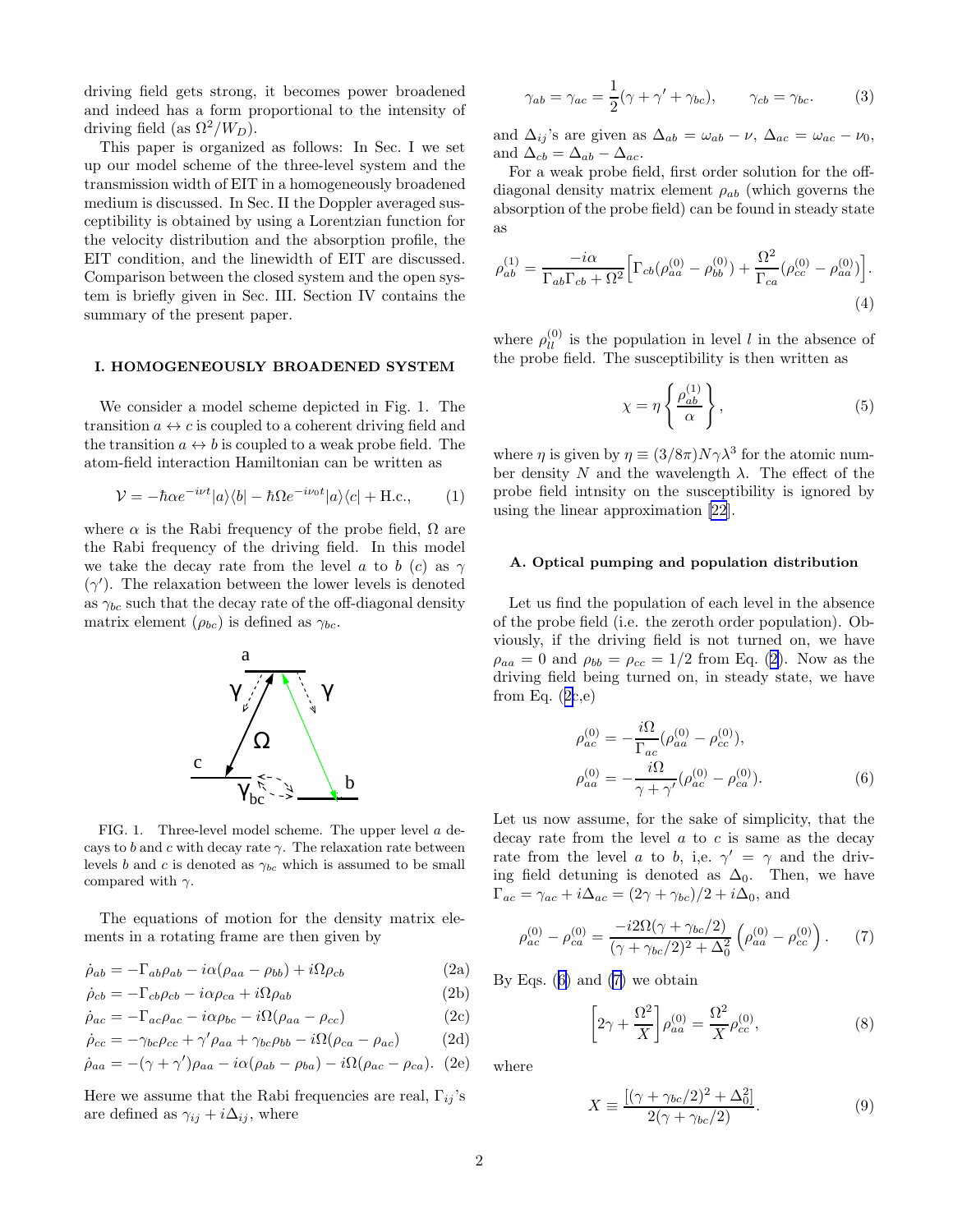driving field gets strong, it becomes power broadened and indeed has a form proportional to the intensity of driving field (as $\Omega^2/W_D$).

This paper is organized as follows: In Sec. I we set up our model scheme of the three-level system and the transmission width of EIT in a homogeneously broadened medium is discussed. In Sec. II the Doppler averaged susceptibility is obtained by using a Lorentzian function for the velocity distribution and the absorption profile, the EIT condition, and the linewidth of EIT are discussed. Comparison between the closed system and the open system is briefly given in Sec. III. Section IV contains the summary of the present paper.

## I. HOMOGENEOUSLY BROADENED SYSTEM

We consider a model scheme depicted in Fig. 1. The transition $a \leftrightarrow c$ is coupled to a coherent driving field and the transition $a \leftrightarrow b$ is coupled to a weak probe field. The atom-field interaction Hamiltonian can be written as

$$\mathcal{V} = -\hbar\alpha e^{-i\nu t}|a\rangle\langle b| - \hbar\Omega e^{-i\nu_0 t}|a\rangle\langle c| + \text{H.c.}, \tag{1}$$

where $\alpha$ is the Rabi frequency of the probe field, $\Omega$ are the Rabi frequency of the driving field. In this model we take the decay rate from the level $a$ to $b$ ($c$) as $\gamma$ ($\gamma'$). The relaxation between the lower levels is denoted as $\gamma_{bc}$ such that the decay rate of the off-diagonal density matrix element ($\rho_{bc}$) is defined as $\gamma_{bc}$.

FIG. 1. Three-level model scheme. The upper level $a$ decays to $b$ and $c$ with decay rate $\gamma$. The relaxation rate between levels $b$ and $c$ is denoted as $\gamma_{bc}$ which is assumed to be small compared with $\gamma$.

The equations of motion for the density matrix elements in a rotating frame are then given by

$$\dot{\rho}_{ab} = -\Gamma_{ab}\rho_{ab} - i\alpha(\rho_{aa} - \rho_{bb}) + i\Omega\rho_{cb} \tag{2a}$$

$$\dot{\rho}_{cb} = -\Gamma_{cb}\rho_{cb} - i\alpha\rho_{ca} + i\Omega\rho_{ab} \tag{2b}$$

$$\dot{\rho}_{ac} = -\Gamma_{ac}\rho_{ac} - i\alpha\rho_{bc} - i\Omega(\rho_{aa} - \rho_{cc}) \tag{2c}$$

$$\dot{\rho}_{cc} = -\gamma_{bc}\rho_{cc} + \gamma'\rho_{aa} + \gamma_{bc}\rho_{bb} - i\Omega(\rho_{ca} - \rho_{ac}) \tag{2d}$$

$$\dot{\rho}_{aa} = -(\gamma + \gamma')\rho_{aa} - i\alpha(\rho_{ab} - \rho_{ba}) - i\Omega(\rho_{ac} - \rho_{ca}). \tag{2e}$$

Here we assume that the Rabi frequencies are real, $\Gamma_{ij}$'s are defined as $\gamma_{ij} + i\Delta_{ij}$, where

$$\gamma_{ab} = \gamma_{ac} = \frac{1}{2}(\gamma + \gamma' + \gamma_{bc}), \qquad \gamma_{cb} = \gamma_{bc}. \tag{3}$$

and $\Delta_{ij}$'s are given as $\Delta_{ab} = \omega_{ab} - \nu$, $\Delta_{ac} = \omega_{ac} - \nu_0$, and $\Delta_{cb} = \Delta_{ab} - \Delta_{ac}$.

For a weak probe field, first order solution for the off-diagonal density matrix element $\rho_{ab}$ (which governs the absorption of the probe field) can be found in steady state as

$$\rho_{ab}^{(1)} = \frac{-i\alpha}{\Gamma_{ab}\Gamma_{cb} + \Omega^2}\Big[\Gamma_{cb}(\rho_{aa}^{(0)} - \rho_{bb}^{(0)}) + \frac{\Omega^2}{\Gamma_{ca}}(\rho_{cc}^{(0)} - \rho_{aa}^{(0)})\Big]. \tag{4}$$

where $\rho_{ll}^{(0)}$ is the population in level $l$ in the absence of the probe field. The susceptibility is then written as

$$\chi = \eta\left\{\frac{\rho_{ab}^{(1)}}{\alpha}\right\}, \tag{5}$$

where $\eta$ is given by $\eta \equiv (3/8\pi)N\gamma\lambda^3$ for the atomic number density $N$ and the wavelength $\lambda$. The effect of the probe field intnsity on the susceptibility is ignored by using the linear approximation [22].

### A. Optical pumping and population distribution

Let us find the population of each level in the absence of the probe field (i.e. the zeroth order population). Obviously, if the driving field is not turned on, we have $\rho_{aa} = 0$ and $\rho_{bb} = \rho_{cc} = 1/2$ from Eq. (2). Now as the driving field being turned on, in steady state, we have from Eq. (2c,e)

$$\rho_{ac}^{(0)} = -\frac{i\Omega}{\Gamma_{ac}}(\rho_{aa}^{(0)} - \rho_{cc}^{(0)}),$$
$$\rho_{aa}^{(0)} = -\frac{i\Omega}{\gamma + \gamma'}(\rho_{ac}^{(0)} - \rho_{ca}^{(0)}). \tag{6}$$

Let us now assume, for the sake of simplicity, that the decay rate from the level $a$ to $c$ is same as the decay rate from the level $a$ to $b$, i,e. $\gamma' = \gamma$ and the driving field detuning is denoted as $\Delta_0$. Then, we have $\Gamma_{ac} = \gamma_{ac} + i\Delta_{ac} = (2\gamma + \gamma_{bc})/2 + i\Delta_0$, and

$$\rho_{ac}^{(0)} - \rho_{ca}^{(0)} = \frac{-i2\Omega(\gamma + \gamma_{bc}/2)}{(\gamma + \gamma_{bc}/2)^2 + \Delta_0^2}\left(\rho_{aa}^{(0)} - \rho_{cc}^{(0)}\right). \tag{7}$$

By Eqs. (6) and (7) we obtain

$$\left[2\gamma + \frac{\Omega^2}{X}\right]\rho_{aa}^{(0)} = \frac{\Omega^2}{X}\rho_{cc}^{(0)}, \tag{8}$$

where

$$X \equiv \frac{[(\gamma + \gamma_{bc}/2)^2 + \Delta_0^2]}{2(\gamma + \gamma_{bc}/2)}. \tag{9}$$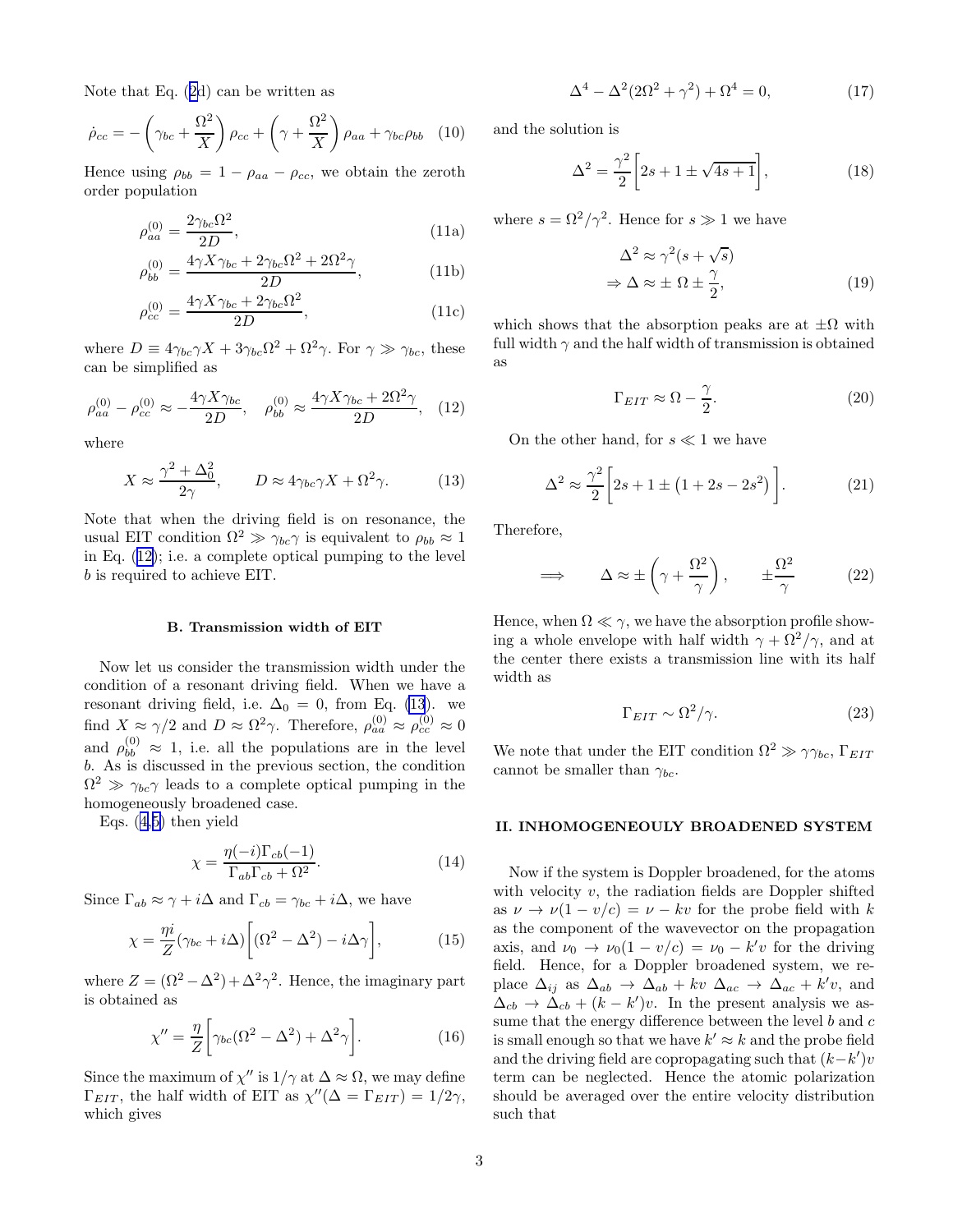Note that Eq. (2d) can be written as

$$\dot{\rho}_{cc} = -\left(\gamma_{bc} + \frac{\Omega^2}{X}\right)\rho_{cc} + \left(\gamma + \frac{\Omega^2}{X}\right)\rho_{aa} + \gamma_{bc}\rho_{bb} \quad (10)$$

Hence using $\rho_{bb} = 1 - \rho_{aa} - \rho_{cc}$, we obtain the zeroth order population

$$\rho_{aa}^{(0)} = \frac{2\gamma_{bc}\Omega^2}{2D}, \quad (11a)$$

$$\rho_{bb}^{(0)} = \frac{4\gamma X\gamma_{bc} + 2\gamma_{bc}\Omega^2 + 2\Omega^2\gamma}{2D}, \quad (11b)$$

$$\rho_{cc}^{(0)} = \frac{4\gamma X\gamma_{bc} + 2\gamma_{bc}\Omega^2}{2D}, \quad (11c)$$

where $D \equiv 4\gamma_{bc}\gamma X + 3\gamma_{bc}\Omega^2 + \Omega^2\gamma$. For $\gamma \gg \gamma_{bc}$, these can be simplified as

$$\rho_{aa}^{(0)} - \rho_{cc}^{(0)} \approx -\frac{4\gamma X\gamma_{bc}}{2D}, \quad \rho_{bb}^{(0)} \approx \frac{4\gamma X\gamma_{bc} + 2\Omega^2\gamma}{2D}, \quad (12)$$

where

$$X \approx \frac{\gamma^2 + \Delta_0^2}{2\gamma}, \qquad D \approx 4\gamma_{bc}\gamma X + \Omega^2\gamma. \quad (13)$$

Note that when the driving field is on resonance, the usual EIT condition $\Omega^2 \gg \gamma_{bc}\gamma$ is equivalent to $\rho_{bb} \approx 1$ in Eq. (12); i.e. a complete optical pumping to the level $b$ is required to achieve EIT.

### B. Transmission width of EIT

Now let us consider the transmission width under the condition of a resonant driving field. When we have a resonant driving field, i.e. $\Delta_0 = 0$, from Eq. (13). we find $X \approx \gamma/2$ and $D \approx \Omega^2\gamma$. Therefore, $\rho_{aa}^{(0)} \approx \rho_{cc}^{(0)} \approx 0$ and $\rho_{bb}^{(0)} \approx 1$, i.e. all the populations are in the level $b$. As is discussed in the previous section, the condition $\Omega^2 \gg \gamma_{bc}\gamma$ leads to a complete optical pumping in the homogeneously broadened case.

Eqs. (4,5) then yield

$$\chi = \frac{\eta(-i)\Gamma_{cb}(-1)}{\Gamma_{ab}\Gamma_{cb} + \Omega^2}. \quad (14)$$

Since $\Gamma_{ab} \approx \gamma + i\Delta$ and $\Gamma_{cb} = \gamma_{bc} + i\Delta$, we have

$$\chi = \frac{\eta i}{Z}(\gamma_{bc} + i\Delta)\Big[(\Omega^2 - \Delta^2) - i\Delta\gamma\Big], \quad (15)$$

where $Z = (\Omega^2 - \Delta^2) + \Delta^2\gamma^2$. Hence, the imaginary part is obtained as

$$\chi'' = \frac{\eta}{Z}\Big[\gamma_{bc}(\Omega^2 - \Delta^2) + \Delta^2\gamma\Big]. \quad (16)$$

Since the maximum of $\chi''$ is $1/\gamma$ at $\Delta \approx \Omega$, we may define $\Gamma_{EIT}$, the half width of EIT as $\chi''(\Delta = \Gamma_{EIT}) = 1/2\gamma$, which gives

$$\Delta^4 - \Delta^2(2\Omega^2 + \gamma^2) + \Omega^4 = 0, \quad (17)$$

and the solution is

$$\Delta^2 = \frac{\gamma^2}{2}\Big[2s + 1 \pm \sqrt{4s+1}\Big], \quad (18)$$

where $s = \Omega^2/\gamma^2$. Hence for $s \gg 1$ we have

$$\begin{aligned}\Delta^2 &\approx \gamma^2(s + \sqrt{s}) \\ \Rightarrow \Delta &\approx \pm\,\Omega \pm \frac{\gamma}{2},\end{aligned} \quad (19)$$

which shows that the absorption peaks are at $\pm\Omega$ with full width $\gamma$ and the half width of transmission is obtained as

$$\Gamma_{EIT} \approx \Omega - \frac{\gamma}{2}. \quad (20)$$

On the other hand, for $s \ll 1$ we have

$$\Delta^2 \approx \frac{\gamma^2}{2}\Big[2s + 1 \pm \big(1 + 2s - 2s^2\big)\Big]. \quad (21)$$

Therefore,

$$\Longrightarrow \qquad \Delta \approx \pm\left(\gamma + \frac{\Omega^2}{\gamma}\right), \qquad \pm\frac{\Omega^2}{\gamma} \quad (22)$$

Hence, when $\Omega \ll \gamma$, we have the absorption profile showing a whole envelope with half width $\gamma + \Omega^2/\gamma$, and at the center there exists a transmission line with its half width as

$$\Gamma_{EIT} \sim \Omega^2/\gamma. \quad (23)$$

We note that under the EIT condition $\Omega^2 \gg \gamma\gamma_{bc}$, $\Gamma_{EIT}$ cannot be smaller than $\gamma_{bc}$.

## II. INHOMOGENEOULY BROADENED SYSTEM

Now if the system is Doppler broadened, for the atoms with velocity $v$, the radiation fields are Doppler shifted as $\nu \to \nu(1 - v/c) = \nu - kv$ for the probe field with $k$ as the component of the wavevector on the propagation axis, and $\nu_0 \to \nu_0(1 - v/c) = \nu_0 - k'v$ for the driving field. Hence, for a Doppler broadened system, we replace $\Delta_{ij}$ as $\Delta_{ab} \to \Delta_{ab} + kv$ $\Delta_{ac} \to \Delta_{ac} + k'v$, and $\Delta_{cb} \to \Delta_{cb} + (k - k')v$. In the present analysis we assume that the energy difference between the level $b$ and $c$ is small enough so that we have $k' \approx k$ and the probe field and the driving field are copropagating such that $(k-k')v$ term can be neglected. Hence the atomic polarization should be averaged over the entire velocity distribution such that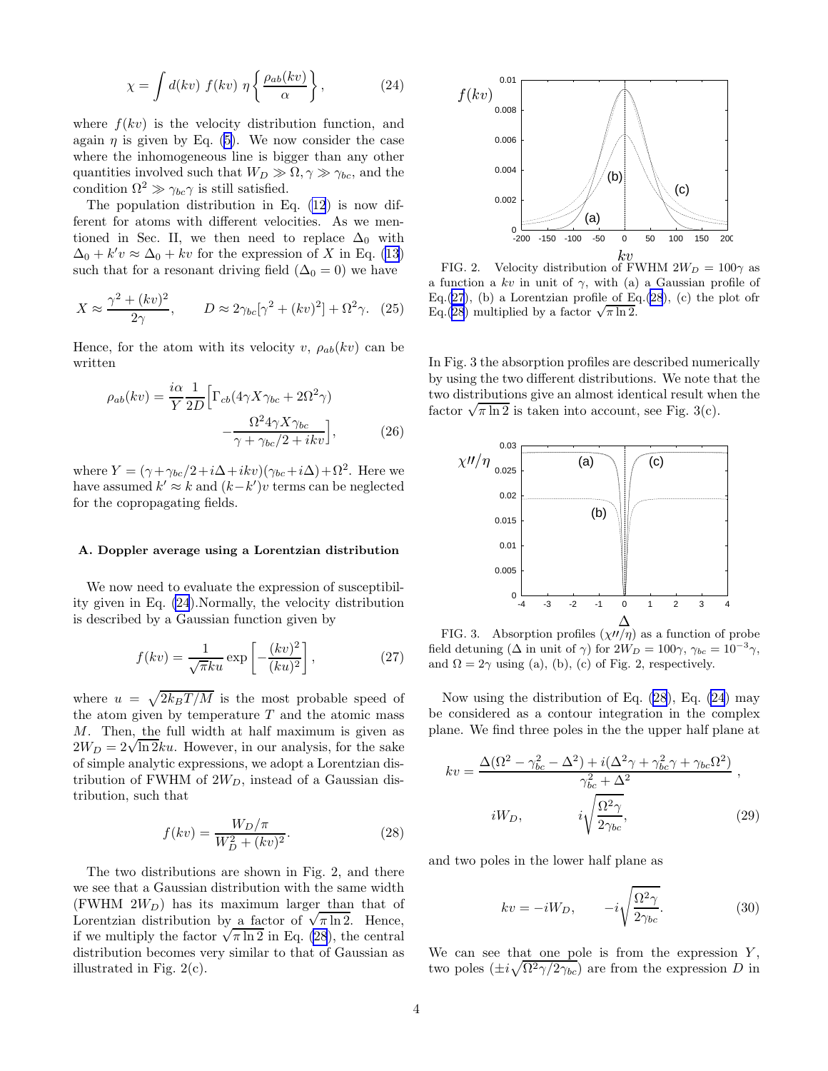$$\chi = \int d(kv)\ f(kv)\ \eta \left\{ \frac{\rho_{ab}(kv)}{\alpha} \right\}, \tag{24}$$

where $f(kv)$ is the velocity distribution function, and again $\eta$ is given by Eq. (5). We now consider the case where the inhomogeneous line is bigger than any other quantities involved such that $W_D \gg \Omega, \gamma \gg \gamma_{bc}$, and the condition $\Omega^2 \gg \gamma_{bc}\gamma$ is still satisfied.

The population distribution in Eq. (12) is now different for atoms with different velocities. As we mentioned in Sec. II, we then need to replace $\Delta_0$ with $\Delta_0 + k'v \approx \Delta_0 + kv$ for the expression of $X$ in Eq. (13) such that for a resonant driving field ($\Delta_0 = 0$) we have

$$X \approx \frac{\gamma^2 + (kv)^2}{2\gamma}, \qquad D \approx 2\gamma_{bc}[\gamma^2 + (kv)^2] + \Omega^2\gamma. \tag{25}$$

Hence, for the atom with its velocity $v$, $\rho_{ab}(kv)$ can be written

$$\rho_{ab}(kv) = \frac{i\alpha}{Y}\frac{1}{2D}\Big[\Gamma_{cb}(4\gamma X\gamma_{bc} + 2\Omega^2\gamma) - \frac{\Omega^2 4\gamma X\gamma_{bc}}{\gamma + \gamma_{bc}/2 + ikv}\Big], \tag{26}$$

where $Y = (\gamma + \gamma_{bc}/2 + i\Delta + ikv)(\gamma_{bc} + i\Delta) + \Omega^2$. Here we have assumed $k' \approx k$ and $(k-k')v$ terms can be neglected for the copropagating fields.

### A. Doppler average using a Lorentzian distribution

We now need to evaluate the expression of susceptibility given in Eq. (24).Normally, the velocity distribution is described by a Gaussian function given by

$$f(kv) = \frac{1}{\sqrt{\pi}ku}\exp\left[-\frac{(kv)^2}{(ku)^2}\right], \tag{27}$$

where $u = \sqrt{2k_BT/M}$ is the most probable speed of the atom given by temperature $T$ and the atomic mass $M$. Then, the full width at half maximum is given as $2W_D = 2\sqrt{\ln 2}ku$. However, in our analysis, for the sake of simple analytic expressions, we adopt a Lorentzian distribution of FWHM of $2W_D$, instead of a Gaussian distribution, such that

$$f(kv) = \frac{W_D/\pi}{W_D^2 + (kv)^2}. \tag{28}$$

The two distributions are shown in Fig. 2, and there we see that a Gaussian distribution with the same width (FWHM $2W_D$) has its maximum larger than that of Lorentzian distribution by a factor of $\sqrt{\pi \ln 2}$. Hence, if we multiply the factor $\sqrt{\pi \ln 2}$ in Eq. (28), the central distribution becomes very similar to that of Gaussian as illustrated in Fig. 2(c).

FIG. 2. Velocity distribution of FWHM $2W_D = 100\gamma$ as a function a $kv$ in unit of $\gamma$, with (a) a Gaussian profile of Eq.(27), (b) a Lorentzian profile of Eq.(28), (c) the plot ofr Eq.(28) multiplied by a factor $\sqrt{\pi \ln 2}$.

In Fig. 3 the absorption profiles are described numerically by using the two different distributions. We note that the two distributions give an almost identical result when the factor $\sqrt{\pi \ln 2}$ is taken into account, see Fig. 3(c).

FIG. 3. Absorption profiles ($\chi''/\eta$) as a function of probe field detuning ($\Delta$ in unit of $\gamma$) for $2W_D = 100\gamma$, $\gamma_{bc} = 10^{-3}\gamma$, and $\Omega = 2\gamma$ using (a), (b), (c) of Fig. 2, respectively.

Now using the distribution of Eq. (28), Eq. (24) may be considered as a contour integration in the complex plane. We find three poles in the the upper half plane at

$$kv = \frac{\Delta(\Omega^2 - \gamma_{bc}^2 - \Delta^2) + i(\Delta^2\gamma + \gamma_{bc}^2\gamma + \gamma_{bc}\Omega^2)}{\gamma_{bc}^2 + \Delta^2},$$

$$iW_D, \qquad i\sqrt{\frac{\Omega^2\gamma}{2\gamma_{bc}}}, \tag{29}$$

and two poles in the lower half plane as

$$kv = -iW_D, \qquad -i\sqrt{\frac{\Omega^2\gamma}{2\gamma_{bc}}}. \tag{30}$$

We can see that one pole is from the expression $Y$, two poles ($\pm i\sqrt{\Omega^2\gamma/2\gamma_{bc}}$) are from the expression $D$ in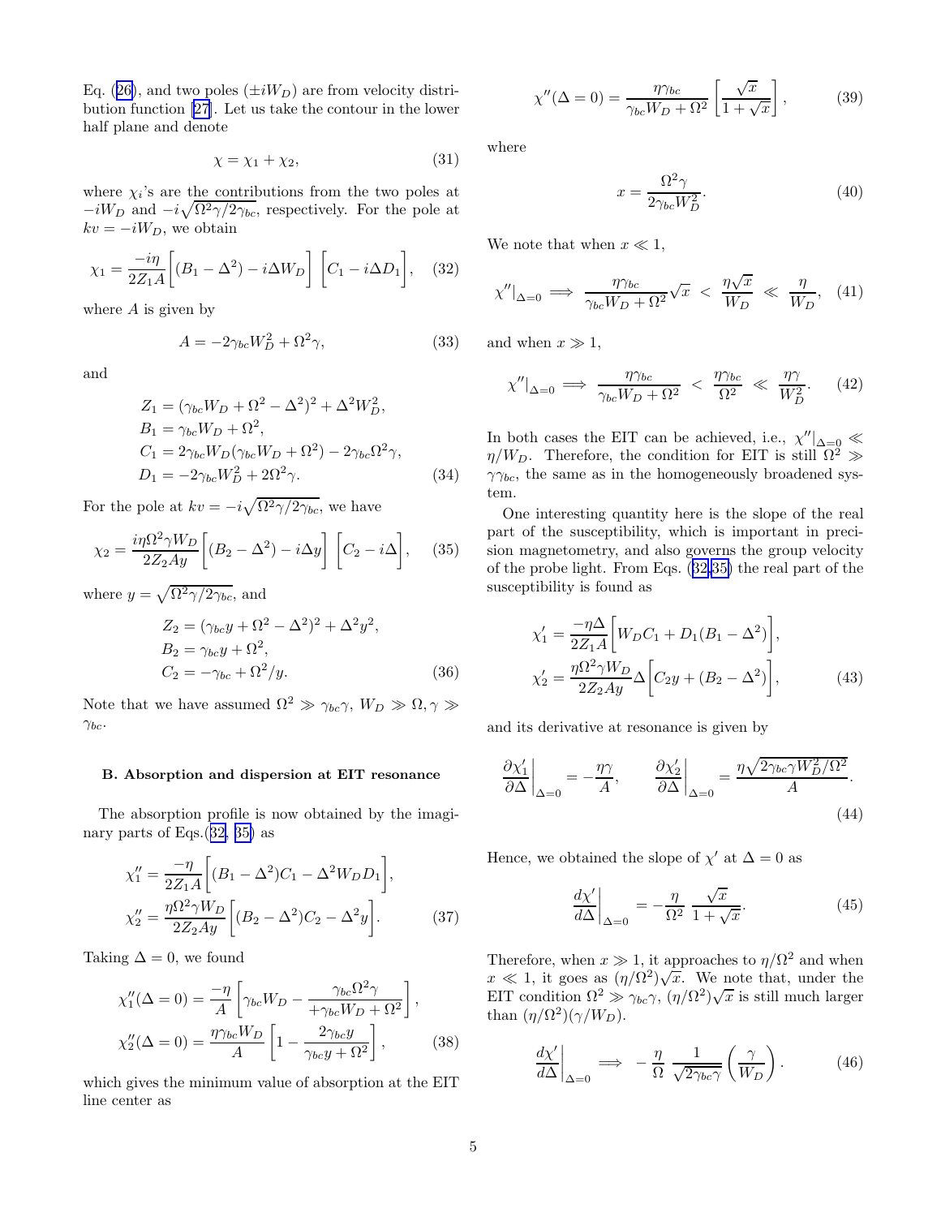Eq. (26), and two poles ($\pm iW_D$) are from velocity distribution function [27]. Let us take the contour in the lower half plane and denote

$$\chi = \chi_1 + \chi_2, \tag{31}$$

where $\chi_i$'s are the contributions from the two poles at $-iW_D$ and $-i\sqrt{\Omega^2\gamma/2\gamma_{bc}}$, respectively. For the pole at $kv = -iW_D$, we obtain

$$\chi_1 = \frac{-i\eta}{2Z_1 A}\bigg[(B_1 - \Delta^2) - i\Delta W_D\bigg]\bigg[C_1 - i\Delta D_1\bigg], \tag{32}$$

where $A$ is given by

$$A = -2\gamma_{bc}W_D^2 + \Omega^2\gamma, \tag{33}$$

and

$$\begin{aligned}
Z_1 &= (\gamma_{bc}W_D + \Omega^2 - \Delta^2)^2 + \Delta^2 W_D^2, \\
B_1 &= \gamma_{bc}W_D + \Omega^2, \\
C_1 &= 2\gamma_{bc}W_D(\gamma_{bc}W_D + \Omega^2) - 2\gamma_{bc}\Omega^2\gamma, \\
D_1 &= -2\gamma_{bc}W_D^2 + 2\Omega^2\gamma.
\end{aligned} \tag{34}$$

For the pole at $kv = -i\sqrt{\Omega^2\gamma/2\gamma_{bc}}$, we have

$$\chi_2 = \frac{i\eta\Omega^2\gamma W_D}{2Z_2 A y}\bigg[(B_2 - \Delta^2) - i\Delta y\bigg]\bigg[C_2 - i\Delta\bigg], \tag{35}$$

where $y = \sqrt{\Omega^2\gamma/2\gamma_{bc}}$, and

$$\begin{aligned}
Z_2 &= (\gamma_{bc}y + \Omega^2 - \Delta^2)^2 + \Delta^2 y^2, \\
B_2 &= \gamma_{bc}y + \Omega^2, \\
C_2 &= -\gamma_{bc} + \Omega^2/y.
\end{aligned} \tag{36}$$

Note that we have assumed $\Omega^2 \gg \gamma_{bc}\gamma$, $W_D \gg \Omega, \gamma \gg \gamma_{bc}$.

### B. Absorption and dispersion at EIT resonance

The absorption profile is now obtained by the imaginary parts of Eqs.(32, 35) as

$$\begin{aligned}
\chi_1'' &= \frac{-\eta}{2Z_1 A}\bigg[(B_1 - \Delta^2)C_1 - \Delta^2 W_D D_1\bigg], \\
\chi_2'' &= \frac{\eta\Omega^2\gamma W_D}{2Z_2 A y}\bigg[(B_2 - \Delta^2)C_2 - \Delta^2 y\bigg].
\end{aligned} \tag{37}$$

Taking $\Delta = 0$, we found

$$\begin{aligned}
\chi_1''(\Delta = 0) &= \frac{-\eta}{A}\left[\gamma_{bc}W_D - \frac{\gamma_{bc}\Omega^2\gamma}{+\gamma_{bc}W_D + \Omega^2}\right], \\
\chi_2''(\Delta = 0) &= \frac{\eta\gamma_{bc}W_D}{A}\left[1 - \frac{2\gamma_{bc}y}{\gamma_{bc}y + \Omega^2}\right],
\end{aligned} \tag{38}$$

which gives the minimum value of absorption at the EIT line center as

$$\chi''(\Delta = 0) = \frac{\eta\gamma_{bc}}{\gamma_{bc}W_D + \Omega^2}\left[\frac{\sqrt{x}}{1 + \sqrt{x}}\right], \tag{39}$$

where

$$x = \frac{\Omega^2\gamma}{2\gamma_{bc}W_D^2}. \tag{40}$$

We note that when $x \ll 1$,

$$\chi''|_{\Delta=0} \implies \frac{\eta\gamma_{bc}}{\gamma_{bc}W_D + \Omega^2}\sqrt{x} \;<\; \frac{\eta\sqrt{x}}{W_D} \;\ll\; \frac{\eta}{W_D}, \tag{41}$$

and when $x \gg 1$,

$$\chi''|_{\Delta=0} \implies \frac{\eta\gamma_{bc}}{\gamma_{bc}W_D + \Omega^2} \;<\; \frac{\eta\gamma_{bc}}{\Omega^2} \;\ll\; \frac{\eta\gamma}{W_D^2}. \tag{42}$$

In both cases the EIT can be achieved, i.e., $\chi''|_{\Delta=0} \ll \eta/W_D$. Therefore, the condition for EIT is still $\Omega^2 \gg \gamma\gamma_{bc}$, the same as in the homogeneously broadened system.

One interesting quantity here is the slope of the real part of the susceptibility, which is important in precision magnetometry, and also governs the group velocity of the probe light. From Eqs. (32,35) the real part of the susceptibility is found as

$$\begin{aligned}
\chi_1' &= \frac{-\eta\Delta}{2Z_1 A}\bigg[W_D C_1 + D_1(B_1 - \Delta^2)\bigg], \\
\chi_2' &= \frac{\eta\Omega^2\gamma W_D}{2Z_2 A y}\Delta\bigg[C_2 y + (B_2 - \Delta^2)\bigg],
\end{aligned} \tag{43}$$

and its derivative at resonance is given by

$$\left.\frac{\partial\chi_1'}{\partial\Delta}\right|_{\Delta=0} = -\frac{\eta\gamma}{A}, \qquad \left.\frac{\partial\chi_2'}{\partial\Delta}\right|_{\Delta=0} = \frac{\eta\sqrt{2\gamma_{bc}\gamma W_D^2/\Omega^2}}{A}. \tag{44}$$

Hence, we obtained the slope of $\chi'$ at $\Delta = 0$ as

$$\left.\frac{d\chi'}{d\Delta}\right|_{\Delta=0} = -\frac{\eta}{\Omega^2}\,\frac{\sqrt{x}}{1 + \sqrt{x}}. \tag{45}$$

Therefore, when $x \gg 1$, it approaches to $\eta/\Omega^2$ and when $x \ll 1$, it goes as $(\eta/\Omega^2)\sqrt{x}$. We note that, under the EIT condition $\Omega^2 \gg \gamma_{bc}\gamma$, $(\eta/\Omega^2)\sqrt{x}$ is still much larger than $(\eta/\Omega^2)(\gamma/W_D)$.

$$\left.\frac{d\chi'}{d\Delta}\right|_{\Delta=0} \implies -\frac{\eta}{\Omega}\,\frac{1}{\sqrt{2\gamma_{bc}\gamma}}\left(\frac{\gamma}{W_D}\right). \tag{46}$$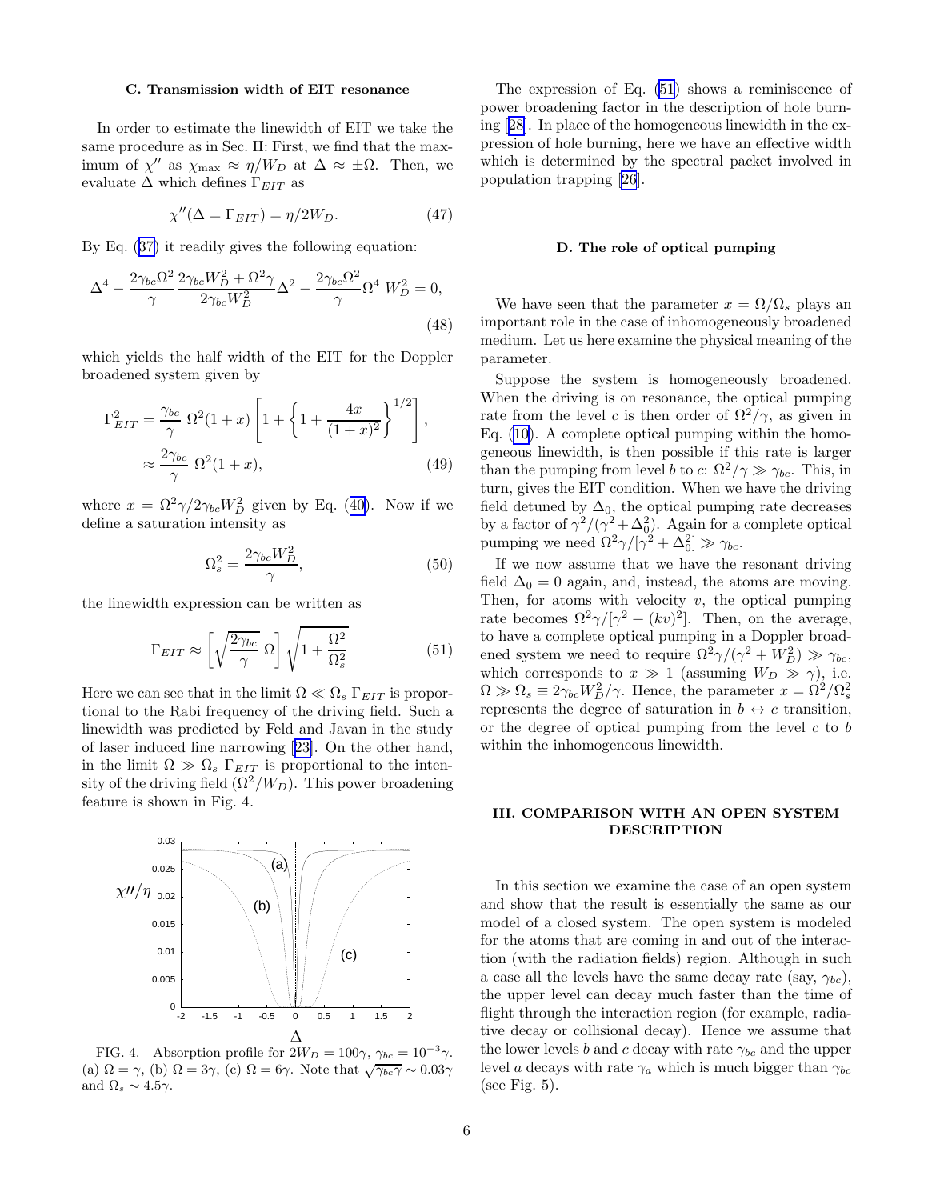### C. Transmission width of EIT resonance

In order to estimate the linewidth of EIT we take the same procedure as in Sec. II: First, we find that the maximum of $\chi''$ as $\chi_{\max} \approx \eta/W_D$ at $\Delta \approx \pm\Omega$. Then, we evaluate $\Delta$ which defines $\Gamma_{EIT}$ as

$$\chi''(\Delta = \Gamma_{EIT}) = \eta/2W_D. \tag{47}$$

By Eq. (37) it readily gives the following equation:

$$\Delta^4 - \frac{2\gamma_{bc}\Omega^2}{\gamma}\frac{2\gamma_{bc}W_D^2 + \Omega^2\gamma}{2\gamma_{bc}W_D^2}\Delta^2 - \frac{2\gamma_{bc}\Omega^2}{\gamma}\Omega^4\ W_D^2 = 0, \tag{48}$$

which yields the half width of the EIT for the Doppler broadened system given by

$$\begin{aligned}\Gamma_{EIT}^2 &= \frac{\gamma_{bc}}{\gamma}\ \Omega^2(1+x)\left[1+\left\{1+\frac{4x}{(1+x)^2}\right\}^{1/2}\right], \\ &\approx \frac{2\gamma_{bc}}{\gamma}\ \Omega^2(1+x),\end{aligned} \tag{49}$$

where $x = \Omega^2\gamma/2\gamma_{bc}W_D^2$ given by Eq. (40). Now if we define a saturation intensity as

$$\Omega_s^2 = \frac{2\gamma_{bc}W_D^2}{\gamma}, \tag{50}$$

the linewidth expression can be written as

$$\Gamma_{EIT} \approx \left[\sqrt{\frac{2\gamma_{bc}}{\gamma}}\ \Omega\right]\sqrt{1+\frac{\Omega^2}{\Omega_s^2}} \tag{51}$$

Here we can see that in the limit $\Omega \ll \Omega_s$ $\Gamma_{EIT}$ is proportional to the Rabi frequency of the driving field. Such a linewidth was predicted by Feld and Javan in the study of laser induced line narrowing [23]. On the other hand, in the limit $\Omega \gg \Omega_s$ $\Gamma_{EIT}$ is proportional to the intensity of the driving field ($\Omega^2/W_D$). This power broadening feature is shown in Fig. 4.

FIG. 4. Absorption profile for $2W_D = 100\gamma$, $\gamma_{bc} = 10^{-3}\gamma$. (a) $\Omega = \gamma$, (b) $\Omega = 3\gamma$, (c) $\Omega = 6\gamma$. Note that $\sqrt{\gamma_{bc}\gamma} \sim 0.03\gamma$ and $\Omega_s \sim 4.5\gamma$.

The expression of Eq. (51) shows a reminiscence of power broadening factor in the description of hole burning [28]. In place of the homogeneous linewidth in the expression of hole burning, here we have an effective width which is determined by the spectral packet involved in population trapping [26].

### D. The role of optical pumping

We have seen that the parameter $x = \Omega/\Omega_s$ plays an important role in the case of inhomogeneously broadened medium. Let us here examine the physical meaning of the parameter.

Suppose the system is homogeneously broadened. When the driving is on resonance, the optical pumping rate from the level $c$ is then order of $\Omega^2/\gamma$, as given in Eq. (10). A complete optical pumping within the homogeneous linewidth, is then possible if this rate is larger than the pumping from level $b$ to $c$: $\Omega^2/\gamma \gg \gamma_{bc}$. This, in turn, gives the EIT condition. When we have the driving field detuned by $\Delta_0$, the optical pumping rate decreases by a factor of $\gamma^2/(\gamma^2+\Delta_0^2)$. Again for a complete optical pumping we need $\Omega^2\gamma/[\gamma^2+\Delta_0^2] \gg \gamma_{bc}$.

If we now assume that we have the resonant driving field $\Delta_0 = 0$ again, and, instead, the atoms are moving. Then, for atoms with velocity $v$, the optical pumping rate becomes $\Omega^2\gamma/[\gamma^2+(kv)^2]$. Then, on the average, to have a complete optical pumping in a Doppler broadened system we need to require $\Omega^2\gamma/(\gamma^2+W_D^2) \gg \gamma_{bc}$, which corresponds to $x \gg 1$ (assuming $W_D \gg \gamma$), i.e. $\Omega \gg \Omega_s \equiv 2\gamma_{bc}W_D^2/\gamma$. Hence, the parameter $x = \Omega^2/\Omega_s^2$ represents the degree of saturation in $b \leftrightarrow c$ transition, or the degree of optical pumping from the level $c$ to $b$ within the inhomogeneous linewidth.

## III. COMPARISON WITH AN OPEN SYSTEM DESCRIPTION

In this section we examine the case of an open system and show that the result is essentially the same as our model of a closed system. The open system is modeled for the atoms that are coming in and out of the interaction (with the radiation fields) region. Although in such a case all the levels have the same decay rate (say, $\gamma_{bc}$), the upper level can decay much faster than the time of flight through the interaction region (for example, radiative decay or collisional decay). Hence we assume that the lower levels $b$ and $c$ decay with rate $\gamma_{bc}$ and the upper level $a$ decays with rate $\gamma_a$ which is much bigger than $\gamma_{bc}$ (see Fig. 5).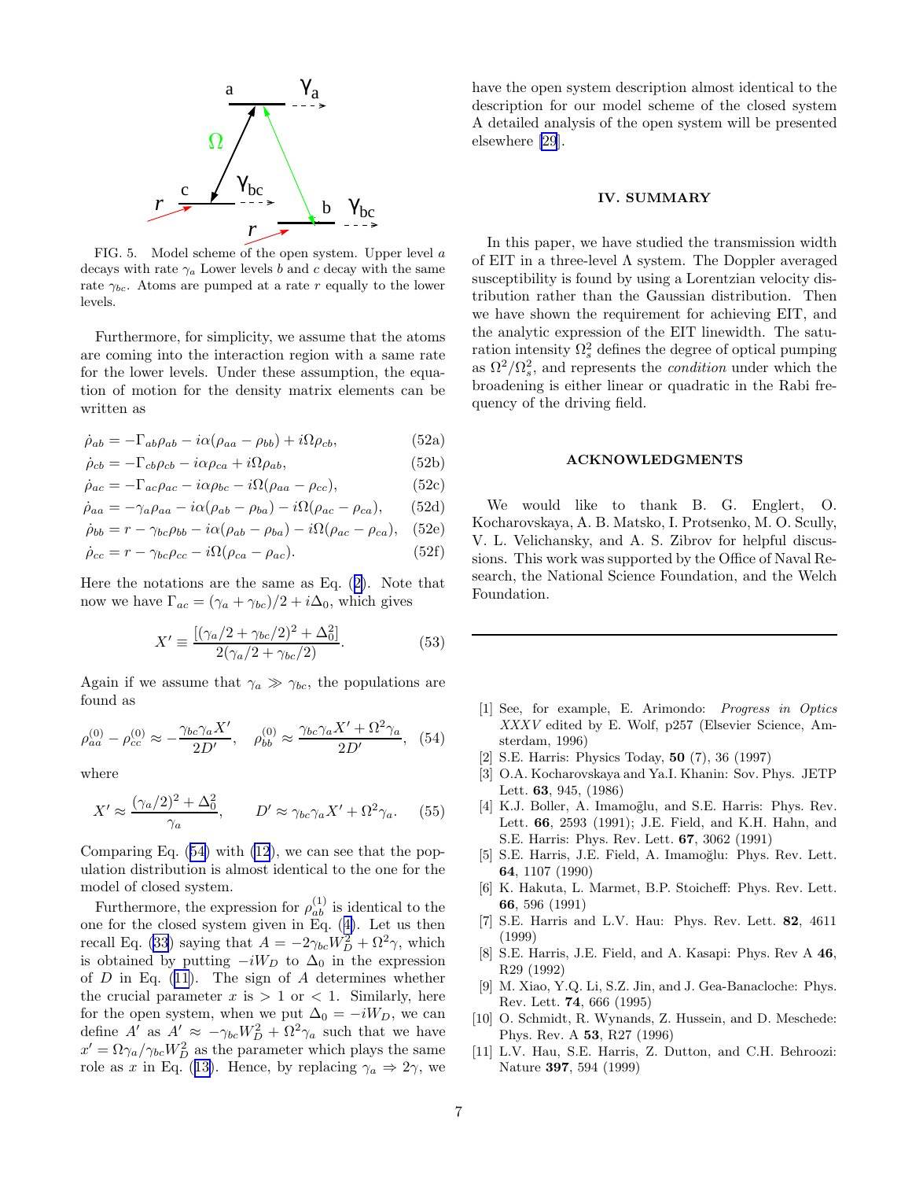FIG. 5. Model scheme of the open system. Upper level $a$ decays with rate $\gamma_a$ Lower levels $b$ and $c$ decay with the same rate $\gamma_{bc}$. Atoms are pumped at a rate $r$ equally to the lower levels.

Furthermore, for simplicity, we assume that the atoms are coming into the interaction region with a same rate for the lower levels. Under these assumption, the equation of motion for the density matrix elements can be written as

$$\dot{\rho}_{ab} = -\Gamma_{ab}\rho_{ab} - i\alpha(\rho_{aa} - \rho_{bb}) + i\Omega\rho_{cb}, \tag{52a}$$

$$\dot{\rho}_{cb} = -\Gamma_{cb}\rho_{cb} - i\alpha\rho_{ca} + i\Omega\rho_{ab}, \tag{52b}$$

$$\dot{\rho}_{ac} = -\Gamma_{ac}\rho_{ac} - i\alpha\rho_{bc} - i\Omega(\rho_{aa} - \rho_{cc}), \tag{52c}$$

$$\dot{\rho}_{aa} = -\gamma_a\rho_{aa} - i\alpha(\rho_{ab} - \rho_{ba}) - i\Omega(\rho_{ac} - \rho_{ca}), \tag{52d}$$

$$\dot{\rho}_{bb} = r - \gamma_{bc}\rho_{bb} - i\alpha(\rho_{ab} - \rho_{ba}) - i\Omega(\rho_{ac} - \rho_{ca}), \tag{52e}$$

$$\dot{\rho}_{cc} = r - \gamma_{bc}\rho_{cc} - i\Omega(\rho_{ca} - \rho_{ac}). \tag{52f}$$

Here the notations are the same as Eq. (2). Note that now we have $\Gamma_{ac} = (\gamma_a + \gamma_{bc})/2 + i\Delta_0$, which gives

$$X' \equiv \frac{[(\gamma_a/2 + \gamma_{bc}/2)^2 + \Delta_0^2]}{2(\gamma_a/2 + \gamma_{bc}/2)}. \tag{53}$$

Again if we assume that $\gamma_a \gg \gamma_{bc}$, the populations are found as

$$\rho_{aa}^{(0)} - \rho_{cc}^{(0)} \approx -\frac{\gamma_{bc}\gamma_a X'}{2D'}, \quad \rho_{bb}^{(0)} \approx \frac{\gamma_{bc}\gamma_a X' + \Omega^2\gamma_a}{2D'}, \tag{54}$$

where

$$X' \approx \frac{(\gamma_a/2)^2 + \Delta_0^2}{\gamma_a}, \qquad D' \approx \gamma_{bc}\gamma_a X' + \Omega^2\gamma_a. \tag{55}$$

Comparing Eq. (54) with (12), we can see that the population distribution is almost identical to the one for the model of closed system.

Furthermore, the expression for $\rho_{ab}^{(1)}$ is identical to the one for the closed system given in Eq. (4). Let us then recall Eq. (33) saying that $A = -2\gamma_{bc}W_D^2 + \Omega^2\gamma$, which is obtained by putting $-iW_D$ to $\Delta_0$ in the expression of $D$ in Eq. (11). The sign of $A$ determines whether the crucial parameter $x$ is $> 1$ or $< 1$. Similarly, here for the open system, when we put $\Delta_0 = -iW_D$, we can define $A'$ as $A' \approx -\gamma_{bc}W_D^2 + \Omega^2\gamma_a$ such that we have $x' = \Omega\gamma_a/\gamma_{bc}W_D^2$ as the parameter which plays the same role as $x$ in Eq. (13). Hence, by replacing $\gamma_a \Rightarrow 2\gamma$, we have the open system description almost identical to the description for our model scheme of the closed system A detailed analysis of the open system will be presented elsewhere [29].

## IV. SUMMARY

In this paper, we have studied the transmission width of EIT in a three-level $\Lambda$ system. The Doppler averaged susceptibility is found by using a Lorentzian velocity distribution rather than the Gaussian distribution. Then we have shown the requirement for achieving EIT, and the analytic expression of the EIT linewidth. The saturation intensity $\Omega_s^2$ defines the degree of optical pumping as $\Omega^2/\Omega_s^2$, and represents the *condition* under which the broadening is either linear or quadratic in the Rabi frequency of the driving field.

## ACKNOWLEDGMENTS

We would like to thank B. G. Englert, O. Kocharovskaya, A. B. Matsko, I. Protsenko, M. O. Scully, V. L. Velichansky, and A. S. Zibrov for helpful discussions. This work was supported by the Office of Naval Research, the National Science Foundation, and the Welch Foundation.

---

[1] See, for example, E. Arimondo: *Progress in Optics XXXV* edited by E. Wolf, p257 (Elsevier Science, Amsterdam, 1996)

[2] S.E. Harris: Physics Today, **50** (7), 36 (1997)

[3] O.A. Kocharovskaya and Ya.I. Khanin: Sov. Phys. JETP Lett. **63**, 945, (1986)

[4] K.J. Boller, A. Imamoğlu, and S.E. Harris: Phys. Rev. Lett. **66**, 2593 (1991); J.E. Field, and K.H. Hahn, and S.E. Harris: Phys. Rev. Lett. **67**, 3062 (1991)

[5] S.E. Harris, J.E. Field, A. Imamoğlu: Phys. Rev. Lett. **64**, 1107 (1990)

[6] K. Hakuta, L. Marmet, B.P. Stoicheff: Phys. Rev. Lett. **66**, 596 (1991)

[7] S.E. Harris and L.V. Hau: Phys. Rev. Lett. **82**, 4611 (1999)

[8] S.E. Harris, J.E. Field, and A. Kasapi: Phys. Rev A **46**, R29 (1992)

[9] M. Xiao, Y.Q. Li, S.Z. Jin, and J. Gea-Banacloche: Phys. Rev. Lett. **74**, 666 (1995)

[10] O. Schmidt, R. Wynands, Z. Hussein, and D. Meschede: Phys. Rev. A **53**, R27 (1996)

[11] L.V. Hau, S.E. Harris, Z. Dutton, and C.H. Behroozi: Nature **397**, 594 (1999)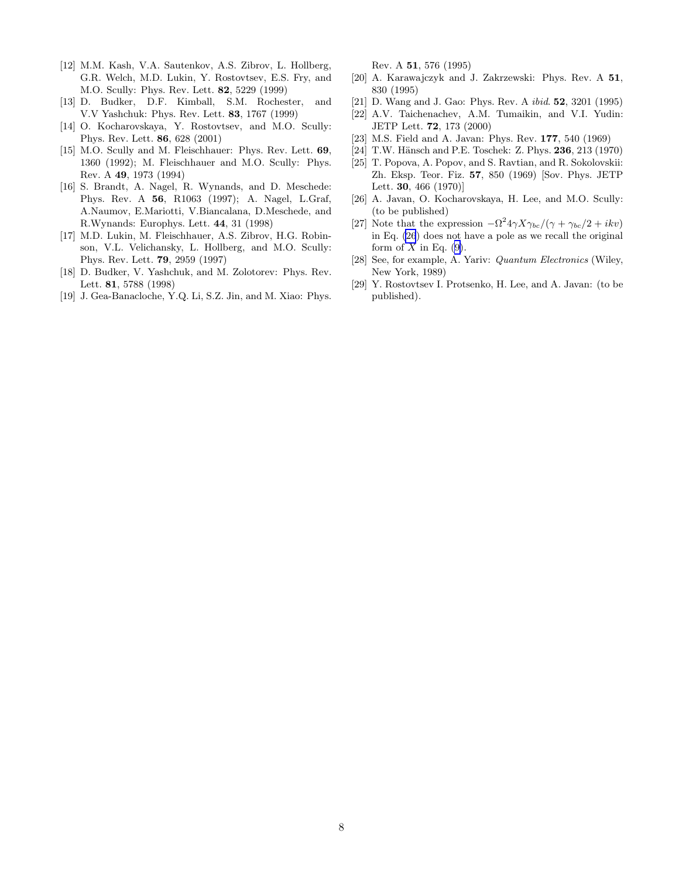[12] M.M. Kash, V.A. Sautenkov, A.S. Zibrov, L. Hollberg, G.R. Welch, M.D. Lukin, Y. Rostovtsev, E.S. Fry, and M.O. Scully: Phys. Rev. Lett. **82**, 5229 (1999)

[13] D. Budker, D.F. Kimball, S.M. Rochester, and V.V Yashchuk: Phys. Rev. Lett. **83**, 1767 (1999)

[14] O. Kocharovskaya, Y. Rostovtsev, and M.O. Scully: Phys. Rev. Lett. **86**, 628 (2001)

[15] M.O. Scully and M. Fleischhauer: Phys. Rev. Lett. **69**, 1360 (1992); M. Fleischhauer and M.O. Scully: Phys. Rev. A **49**, 1973 (1994)

[16] S. Brandt, A. Nagel, R. Wynands, and D. Meschede: Phys. Rev. A **56**, R1063 (1997); A. Nagel, L.Graf, A.Naumov, E.Mariotti, V.Biancalana, D.Meschede, and R.Wynands: Europhys. Lett. **44**, 31 (1998)

[17] M.D. Lukin, M. Fleischhauer, A.S. Zibrov, H.G. Robinson, V.L. Velichansky, L. Hollberg, and M.O. Scully: Phys. Rev. Lett. **79**, 2959 (1997)

[18] D. Budker, V. Yashchuk, and M. Zolotorev: Phys. Rev. Lett. **81**, 5788 (1998)

[19] J. Gea-Banacloche, Y.Q. Li, S.Z. Jin, and M. Xiao: Phys. Rev. A **51**, 576 (1995)

[20] A. Karawajczyk and J. Zakrzewski: Phys. Rev. A **51**, 830 (1995)

[21] D. Wang and J. Gao: Phys. Rev. A *ibid*. **52**, 3201 (1995)

[22] A.V. Taichenachev, A.M. Tumaikin, and V.I. Yudin: JETP Lett. **72**, 173 (2000)

[23] M.S. Field and A. Javan: Phys. Rev. **177**, 540 (1969)

[24] T.W. Hänsch and P.E. Toschek: Z. Phys. **236**, 213 (1970)

[25] T. Popova, A. Popov, and S. Ravtian, and R. Sokolovskii: Zh. Eksp. Teor. Fiz. **57**, 850 (1969) [Sov. Phys. JETP Lett. **30**, 466 (1970)]

[26] A. Javan, O. Kocharovskaya, H. Lee, and M.O. Scully: (to be published)

[27] Note that the expression $-\Omega^2 4\gamma X\gamma_{bc}/(\gamma+\gamma_{bc}/2+ikv)$ in Eq. (26) does not have a pole as we recall the original form of $X$ in Eq. (9).

[28] See, for example, A. Yariv: *Quantum Electronics* (Wiley, New York, 1989)

[29] Y. Rostovtsev I. Protsenko, H. Lee, and A. Javan: (to be published).